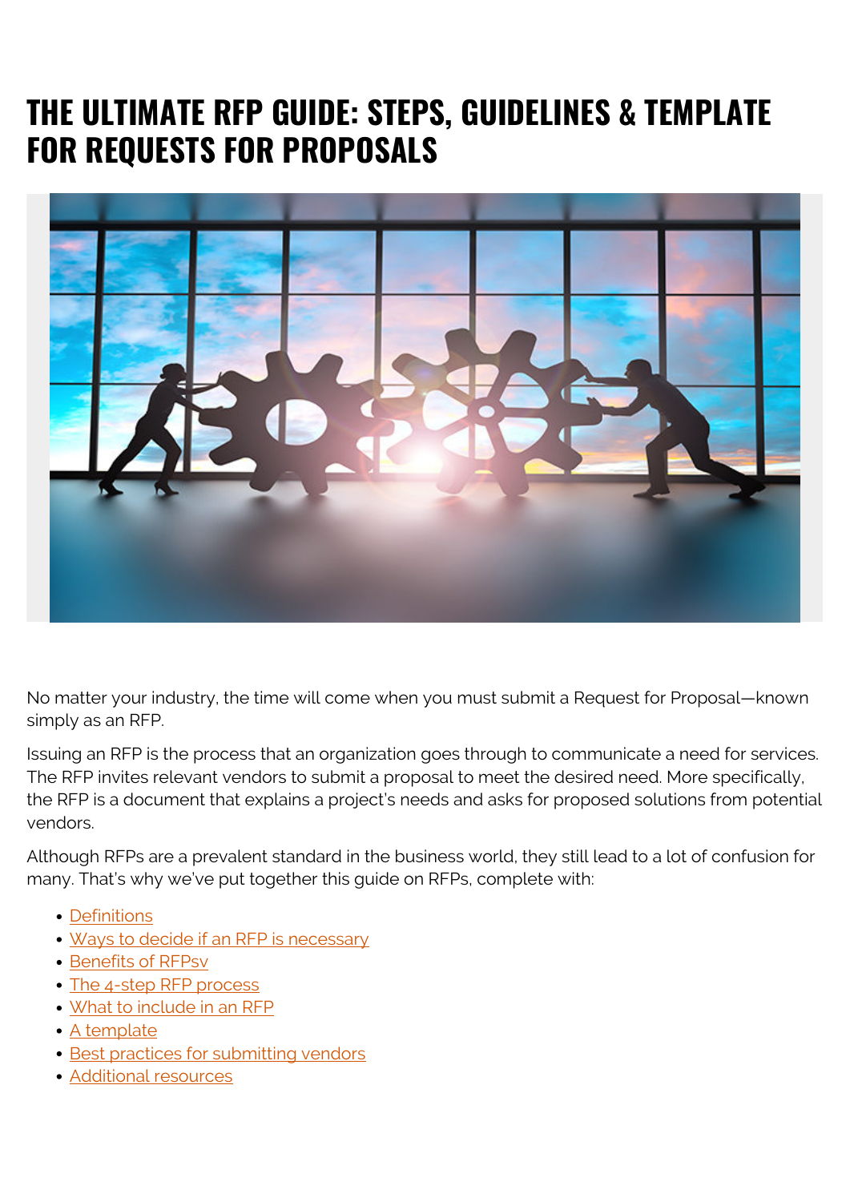# THE ULTIMATE RFP GUIDE: STEPS, GUIDELINES & TEMPLATE FOR REQUESTS FOR PROPOSALS

No matter your industry, the time will come when you must submit a Request for Proposal—known simply as an RFP.

Issuing an RFP is the process that an organization goes through to communicate a need for services. The RFP invites relevant vendors to submit a proposal to meet the desired need. More specifically, the RFP is a document that explains a project's needs and asks for proposed solutions from potential vendors.

Although RFPs are a prevalent standard in the business world, they still lead to a lot of confusion for many. That's why we've put together this guide on RFPs, complete with:

- Definitions
- Ways to decide if an RFP is necessary
- Benefits of RFPsv
- The 4-step RFP process
- What to include in an RFP
- A template
- Best practices for submitting vendors
- Additional resources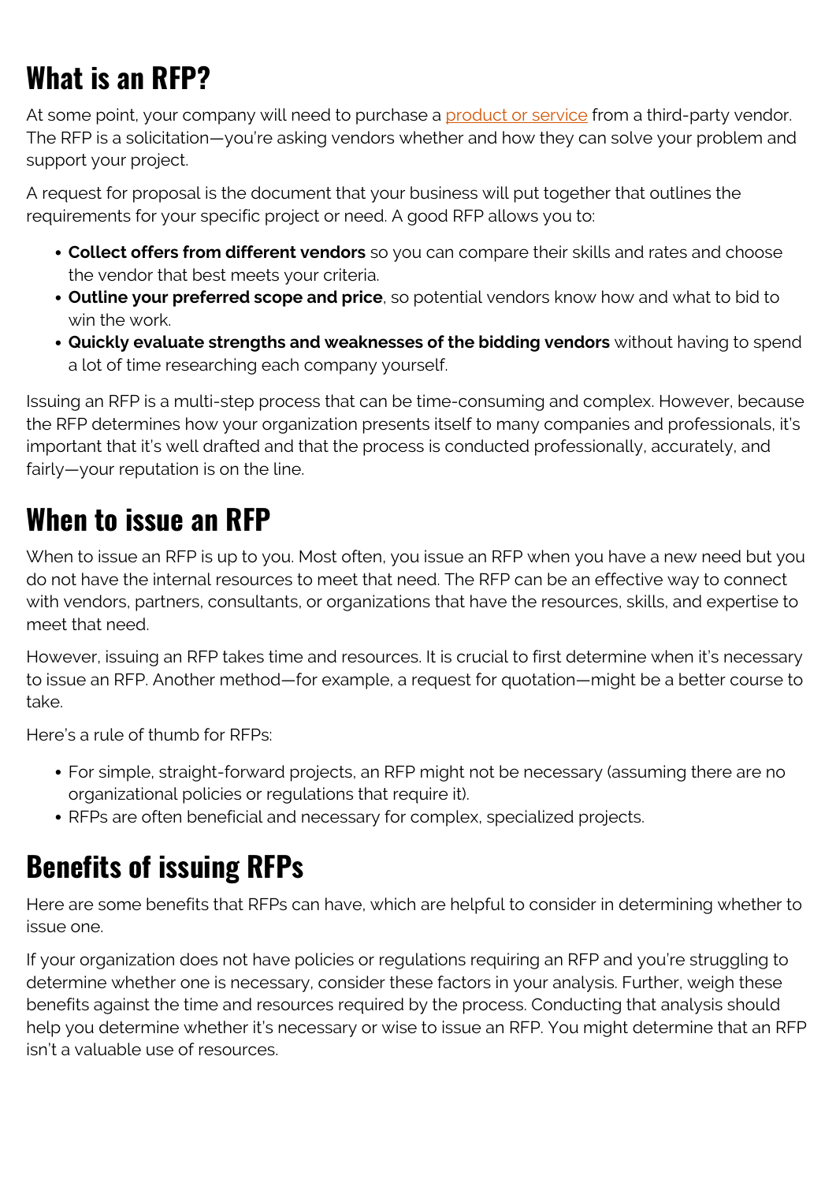## What is an RFP?

At some point, your company will need to purchase a product or service from a third-party vendor. The RFP is a solicitation—you're asking vendors whether and how they can solve your problem and support your project.

A request for proposal is the document that your business will put together that outlines the requirements for your specific project or need. A good RFP allows you to:

- **Collect offers from different vendors** so you can compare their skills and rates and choose the vendor that best meets your criteria.
- **Outline your preferred scope and price**, so potential vendors know how and what to bid to win the work.
- **Quickly evaluate strengths and weaknesses of the bidding vendors** without having to spend a lot of time researching each company yourself.

Issuing an RFP is a multi-step process that can be time-consuming and complex. However, because the RFP determines how your organization presents itself to many companies and professionals, it's important that it's well drafted and that the process is conducted professionally, accurately, and fairly—your reputation is on the line.

## When to issue an RFP

When to issue an RFP is up to you. Most often, you issue an RFP when you have a new need but you do not have the internal resources to meet that need. The RFP can be an effective way to connect with vendors, partners, consultants, or organizations that have the resources, skills, and expertise to meet that need.

However, issuing an RFP takes time and resources. It is crucial to first determine when it's necessary to issue an RFP. Another method—for example, a request for quotation—might be a better course to take.

Here's a rule of thumb for RFPs:

- For simple, straight-forward projects, an RFP might not be necessary (assuming there are no organizational policies or regulations that require it).
- RFPs are often beneficial and necessary for complex, specialized projects.

## Benefits of issuing RFPs

Here are some benefits that RFPs can have, which are helpful to consider in determining whether to issue one.

If your organization does not have policies or regulations requiring an RFP and you're struggling to determine whether one is necessary, consider these factors in your analysis. Further, weigh these benefits against the time and resources required by the process. Conducting that analysis should help you determine whether it's necessary or wise to issue an RFP. You might determine that an RFP isn't a valuable use of resources.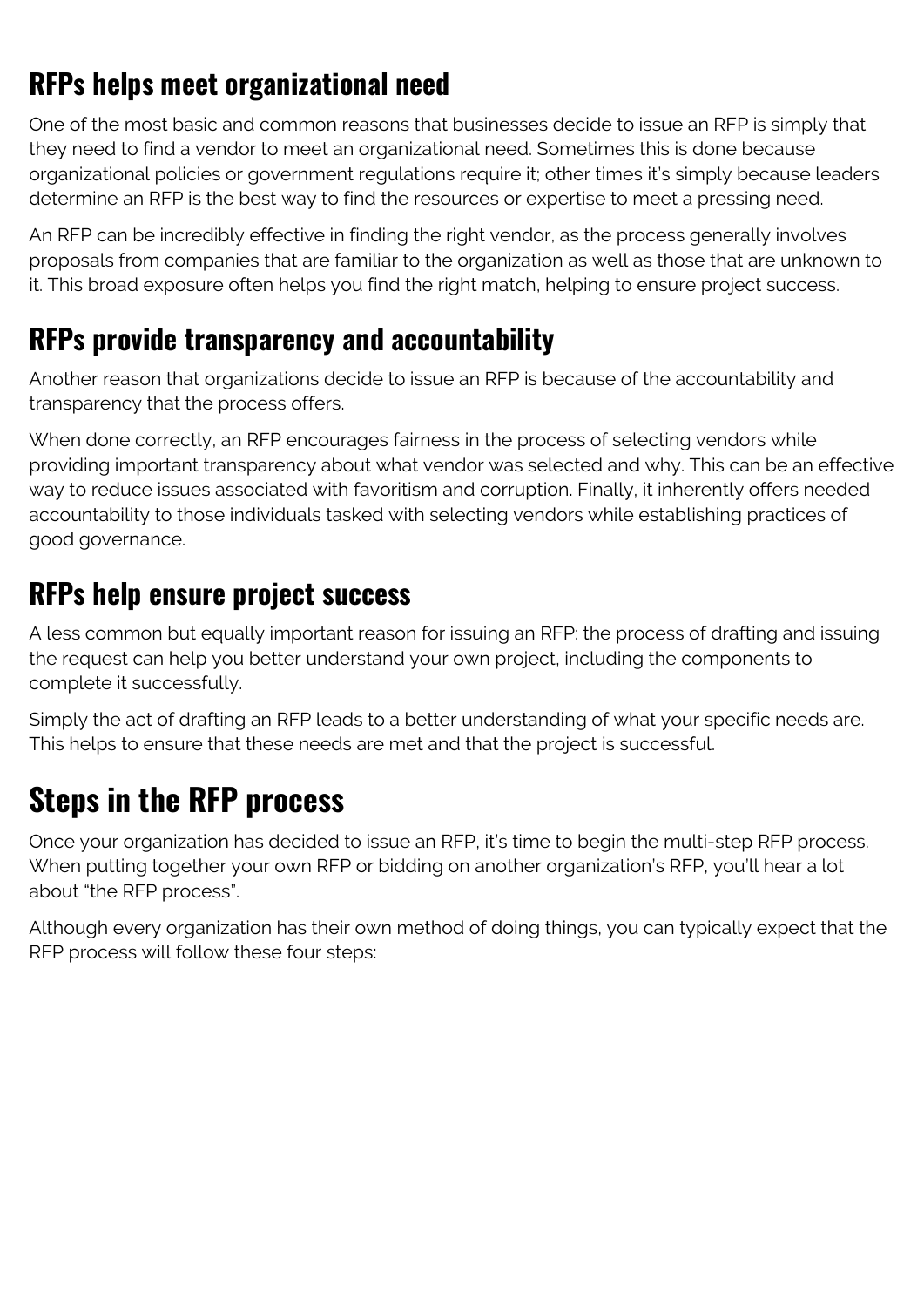## RFPs helps meet organizational need

One of the most basic and common reasons that businesses decide to issue an RFP is simply that they need to find a vendor to meet an organizational need. Sometimes this is done because organizational policies or government regulations require it; other times it's simply because leaders determine an RFP is the best way to find the resources or expertise to meet a pressing need.

An RFP can be incredibly effective in finding the right vendor, as the process generally involves proposals from companies that are familiar to the organization as well as those that are unknown to it. This broad exposure often helps you find the right match, helping to ensure project success.

## RFPs provide transparency and accountability

Another reason that organizations decide to issue an RFP is because of the accountability and transparency that the process offers.

When done correctly, an RFP encourages fairness in the process of selecting vendors while providing important transparency about what vendor was selected and why. This can be an effective way to reduce issues associated with favoritism and corruption. Finally, it inherently offers needed accountability to those individuals tasked with selecting vendors while establishing practices of good governance.

## RFPs help ensure project success

A less common but equally important reason for issuing an RFP: the process of drafting and issuing the request can help you better understand your own project, including the components to complete it successfully.

Simply the act of drafting an RFP leads to a better understanding of what your specific needs are. This helps to ensure that these needs are met and that the project is successful.

# Steps in the RFP process

Once your organization has decided to issue an RFP, it's time to begin the multi-step RFP process. When putting together your own RFP or bidding on another organization's RFP, you'll hear a lot about "the RFP process".

Although every organization has their own method of doing things, you can typically expect that the RFP process will follow these four steps: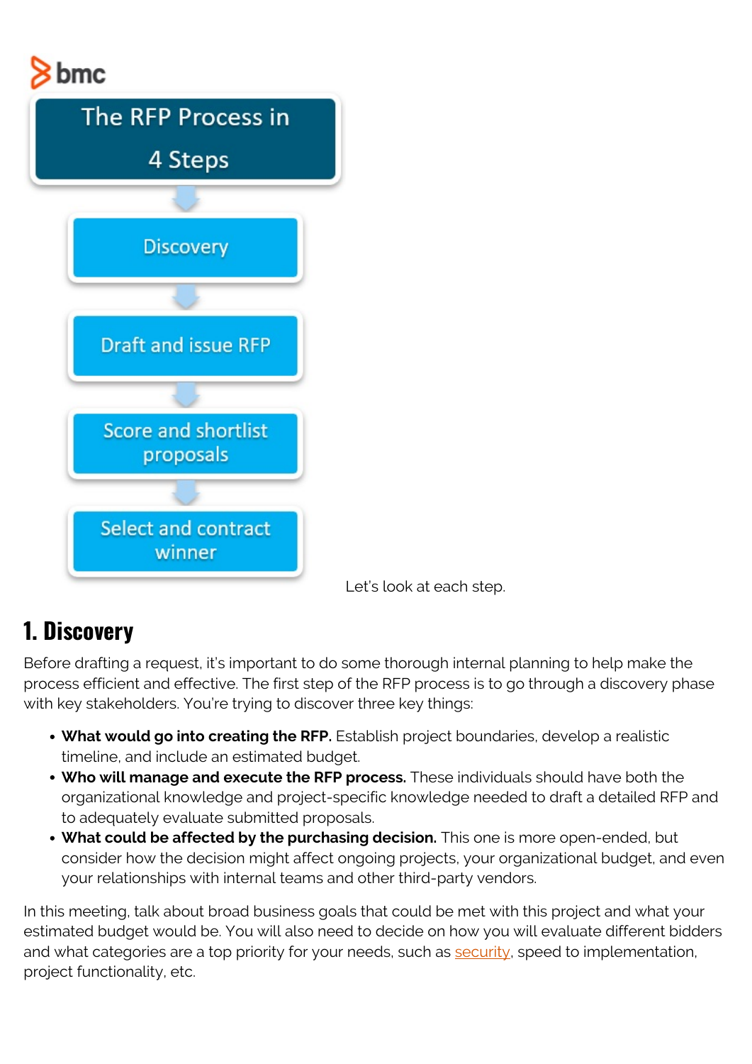bmc

The RFP Process in 4 Steps

- Discovery
- Draft and issue RFP
- Score and shortlist proposals
- Select and contract winner

Let's look at each step.

## 1. Discovery

Before drafting a request, it's important to do some thorough internal planning to help make the process efficient and effective. The first step of the RFP process is to go through a discovery phase with key stakeholders. You're trying to discover three key things:

- **What would go into creating the RFP.** Establish project boundaries, develop a realistic timeline, and include an estimated budget.
- **Who will manage and execute the RFP process.** These individuals should have both the organizational knowledge and project-specific knowledge needed to draft a detailed RFP and to adequately evaluate submitted proposals.
- **What could be affected by the purchasing decision.** This one is more open-ended, but consider how the decision might affect ongoing projects, your organizational budget, and even your relationships with internal teams and other third-party vendors.

In this meeting, talk about broad business goals that could be met with this project and what your estimated budget would be. You will also need to decide on how you will evaluate different bidders and what categories are a top priority for your needs, such as security, speed to implementation, project functionality, etc.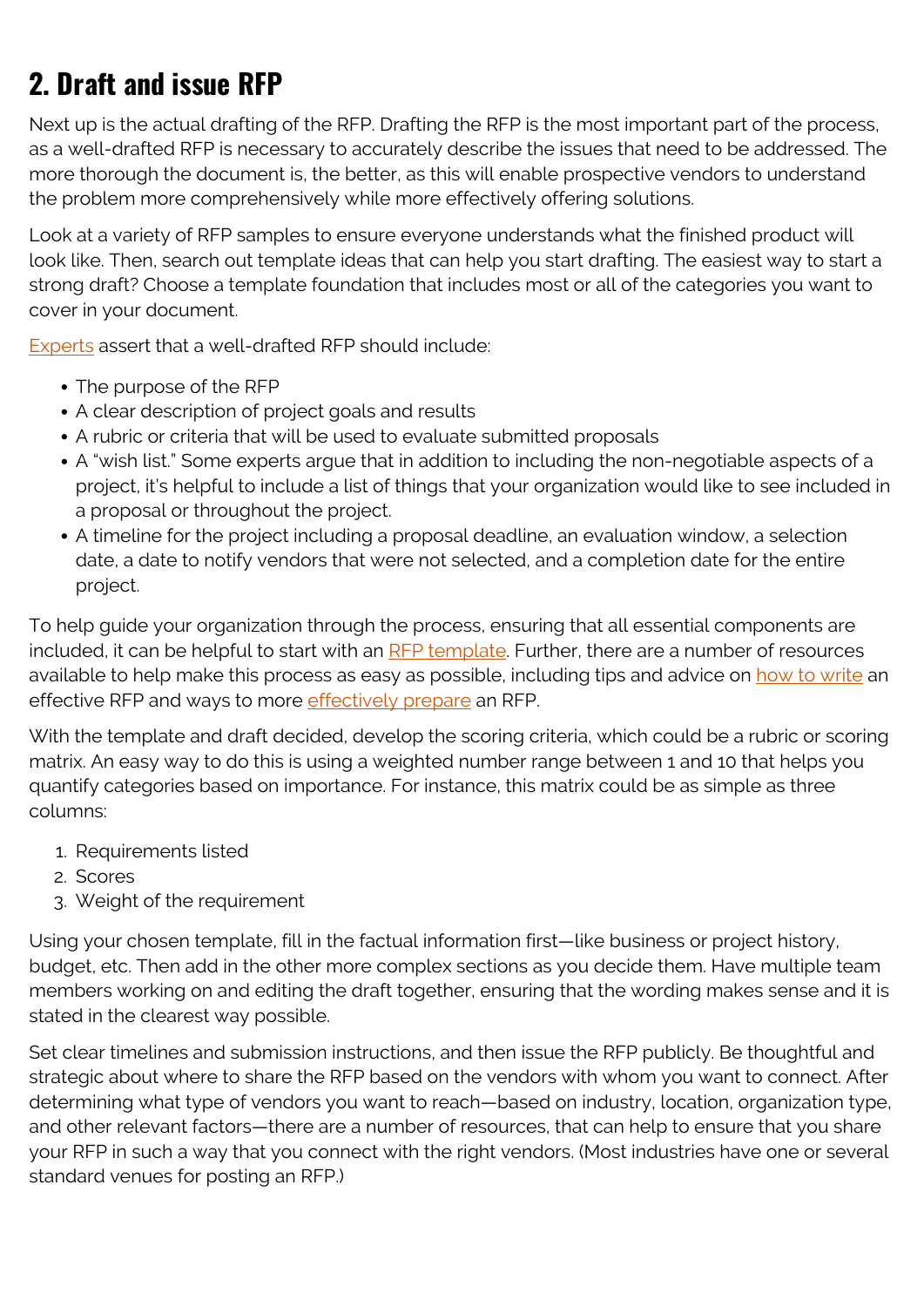## 2. Draft and issue RFP

Next up is the actual drafting of the RFP. Drafting the RFP is the most important part of the process, as a well-drafted RFP is necessary to accurately describe the issues that need to be addressed. The more thorough the document is, the better, as this will enable prospective vendors to understand the problem more comprehensively while more effectively offering solutions.

Look at a variety of RFP samples to ensure everyone understands what the finished product will look like. Then, search out template ideas that can help you start drafting. The easiest way to start a strong draft? Choose a template foundation that includes most or all of the categories you want to cover in your document.

Experts assert that a well-drafted RFP should include:

- The purpose of the RFP
- A clear description of project goals and results
- A rubric or criteria that will be used to evaluate submitted proposals
- A "wish list." Some experts argue that in addition to including the non-negotiable aspects of a project, it's helpful to include a list of things that your organization would like to see included in a proposal or throughout the project.
- A timeline for the project including a proposal deadline, an evaluation window, a selection date, a date to notify vendors that were not selected, and a completion date for the entire project.

To help guide your organization through the process, ensuring that all essential components are included, it can be helpful to start with an RFP template. Further, there are a number of resources available to help make this process as easy as possible, including tips and advice on how to write an effective RFP and ways to more effectively prepare an RFP.

With the template and draft decided, develop the scoring criteria, which could be a rubric or scoring matrix. An easy way to do this is using a weighted number range between 1 and 10 that helps you quantify categories based on importance. For instance, this matrix could be as simple as three columns:

1. Requirements listed
2. Scores
3. Weight of the requirement

Using your chosen template, fill in the factual information first—like business or project history, budget, etc. Then add in the other more complex sections as you decide them. Have multiple team members working on and editing the draft together, ensuring that the wording makes sense and it is stated in the clearest way possible.

Set clear timelines and submission instructions, and then issue the RFP publicly. Be thoughtful and strategic about where to share the RFP based on the vendors with whom you want to connect. After determining what type of vendors you want to reach—based on industry, location, organization type, and other relevant factors—there are a number of resources, that can help to ensure that you share your RFP in such a way that you connect with the right vendors. (Most industries have one or several standard venues for posting an RFP.)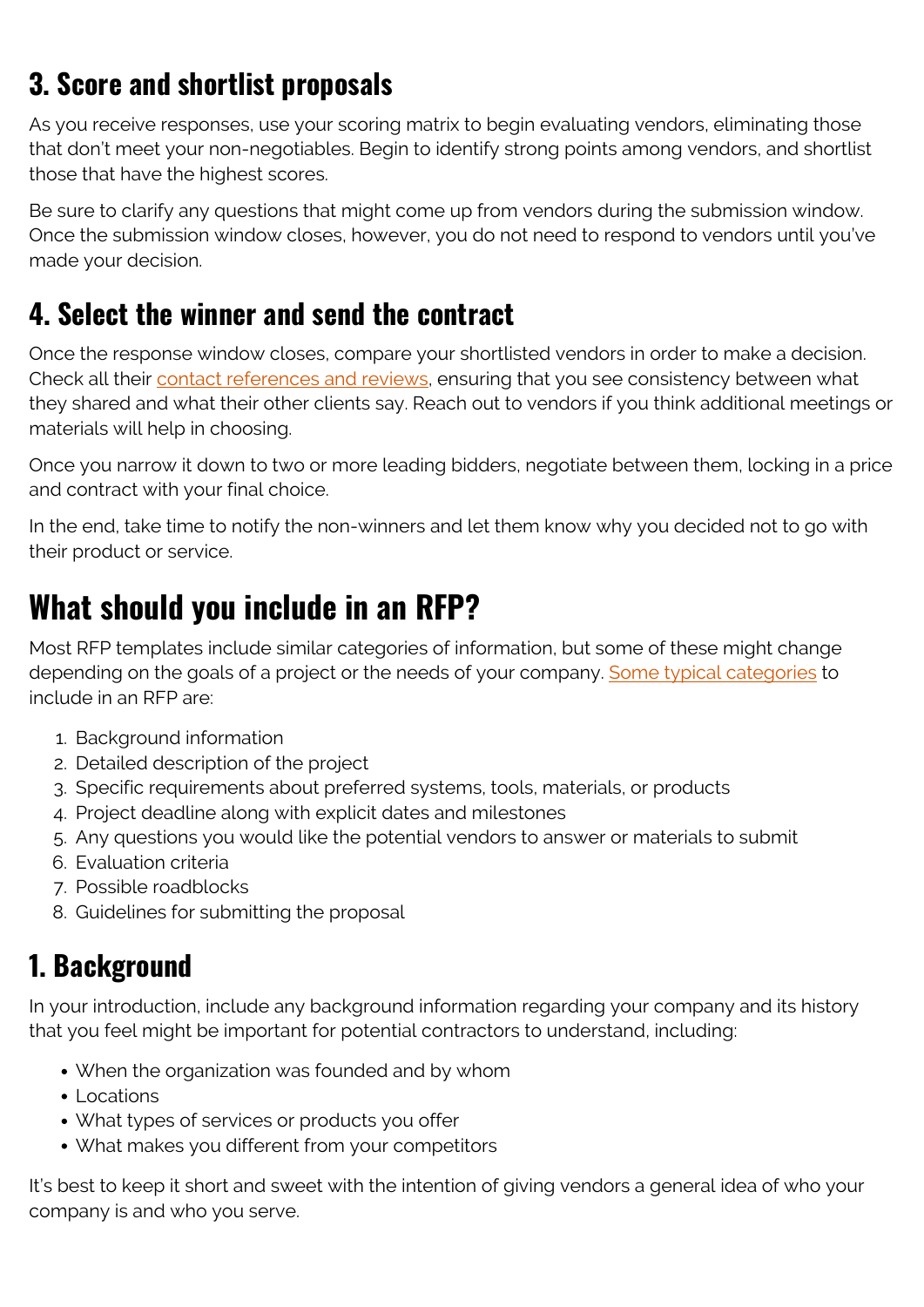## 3. Score and shortlist proposals

As you receive responses, use your scoring matrix to begin evaluating vendors, eliminating those that don't meet your non-negotiables. Begin to identify strong points among vendors, and shortlist those that have the highest scores.

Be sure to clarify any questions that might come up from vendors during the submission window. Once the submission window closes, however, you do not need to respond to vendors until you've made your decision.

## 4. Select the winner and send the contract

Once the response window closes, compare your shortlisted vendors in order to make a decision. Check all their contact references and reviews, ensuring that you see consistency between what they shared and what their other clients say. Reach out to vendors if you think additional meetings or materials will help in choosing.

Once you narrow it down to two or more leading bidders, negotiate between them, locking in a price and contract with your final choice.

In the end, take time to notify the non-winners and let them know why you decided not to go with their product or service.

# What should you include in an RFP?

Most RFP templates include similar categories of information, but some of these might change depending on the goals of a project or the needs of your company. Some typical categories to include in an RFP are:

1. Background information
2. Detailed description of the project
3. Specific requirements about preferred systems, tools, materials, or products
4. Project deadline along with explicit dates and milestones
5. Any questions you would like the potential vendors to answer or materials to submit
6. Evaluation criteria
7. Possible roadblocks
8. Guidelines for submitting the proposal

## 1. Background

In your introduction, include any background information regarding your company and its history that you feel might be important for potential contractors to understand, including:

- When the organization was founded and by whom
- Locations
- What types of services or products you offer
- What makes you different from your competitors

It's best to keep it short and sweet with the intention of giving vendors a general idea of who your company is and who you serve.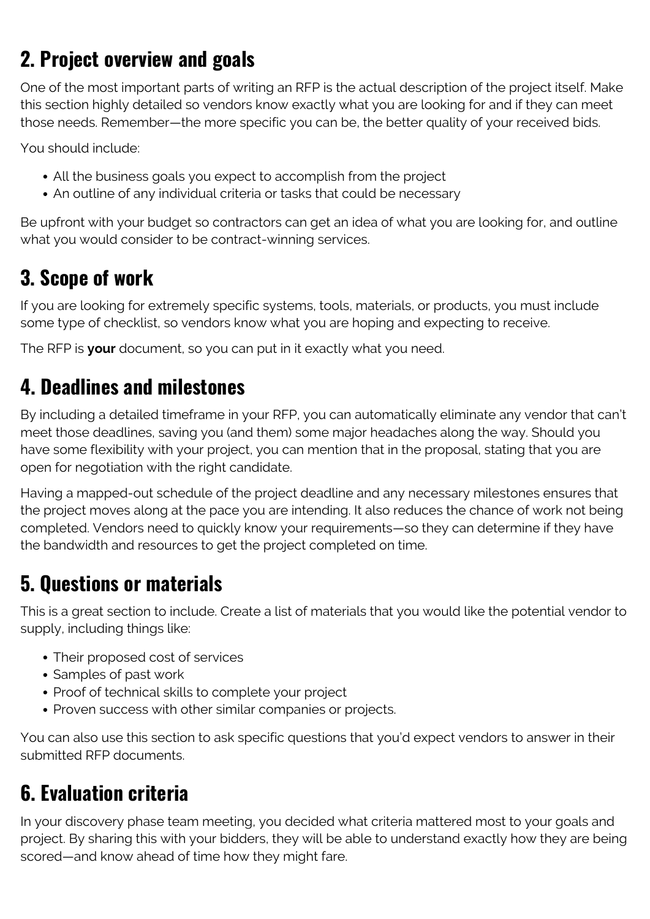## 2. Project overview and goals

One of the most important parts of writing an RFP is the actual description of the project itself. Make this section highly detailed so vendors know exactly what you are looking for and if they can meet those needs. Remember—the more specific you can be, the better quality of your received bids.

You should include:

- All the business goals you expect to accomplish from the project
- An outline of any individual criteria or tasks that could be necessary

Be upfront with your budget so contractors can get an idea of what you are looking for, and outline what you would consider to be contract-winning services.

## 3. Scope of work

If you are looking for extremely specific systems, tools, materials, or products, you must include some type of checklist, so vendors know what you are hoping and expecting to receive.

The RFP is **your** document, so you can put in it exactly what you need.

## 4. Deadlines and milestones

By including a detailed timeframe in your RFP, you can automatically eliminate any vendor that can't meet those deadlines, saving you (and them) some major headaches along the way. Should you have some flexibility with your project, you can mention that in the proposal, stating that you are open for negotiation with the right candidate.

Having a mapped-out schedule of the project deadline and any necessary milestones ensures that the project moves along at the pace you are intending. It also reduces the chance of work not being completed. Vendors need to quickly know your requirements—so they can determine if they have the bandwidth and resources to get the project completed on time.

## 5. Questions or materials

This is a great section to include. Create a list of materials that you would like the potential vendor to supply, including things like:

- Their proposed cost of services
- Samples of past work
- Proof of technical skills to complete your project
- Proven success with other similar companies or projects.

You can also use this section to ask specific questions that you'd expect vendors to answer in their submitted RFP documents.

## 6. Evaluation criteria

In your discovery phase team meeting, you decided what criteria mattered most to your goals and project. By sharing this with your bidders, they will be able to understand exactly how they are being scored—and know ahead of time how they might fare.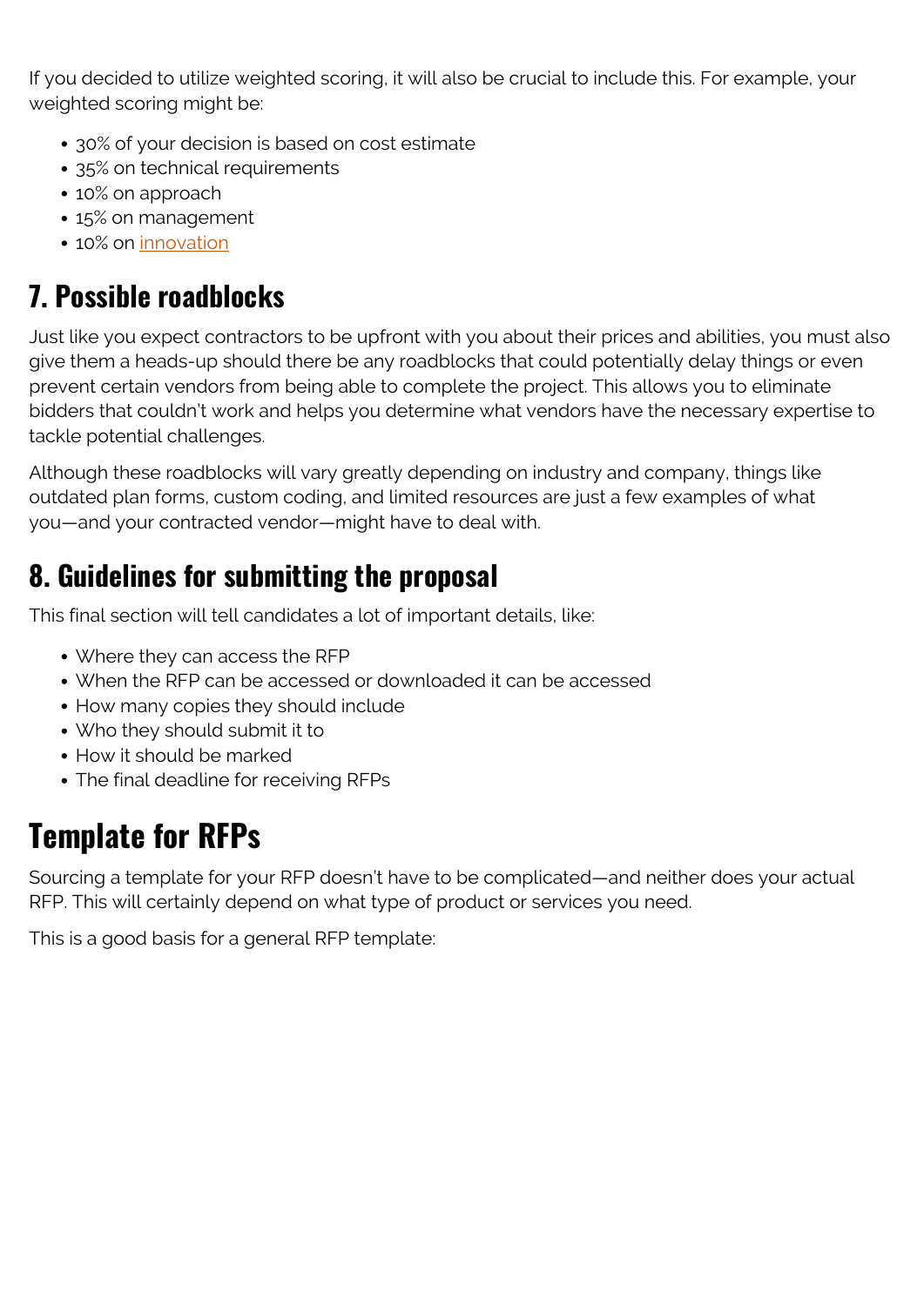If you decided to utilize weighted scoring, it will also be crucial to include this. For example, your weighted scoring might be:

- 30% of your decision is based on cost estimate
- 35% on technical requirements
- 10% on approach
- 15% on management
- 10% on innovation

## 7. Possible roadblocks

Just like you expect contractors to be upfront with you about their prices and abilities, you must also give them a heads-up should there be any roadblocks that could potentially delay things or even prevent certain vendors from being able to complete the project. This allows you to eliminate bidders that couldn't work and helps you determine what vendors have the necessary expertise to tackle potential challenges.

Although these roadblocks will vary greatly depending on industry and company, things like outdated plan forms, custom coding, and limited resources are just a few examples of what you—and your contracted vendor—might have to deal with.

## 8. Guidelines for submitting the proposal

This final section will tell candidates a lot of important details, like:

- Where they can access the RFP
- When the RFP can be accessed or downloaded it can be accessed
- How many copies they should include
- Who they should submit it to
- How it should be marked
- The final deadline for receiving RFPs

# Template for RFPs

Sourcing a template for your RFP doesn't have to be complicated—and neither does your actual RFP. This will certainly depend on what type of product or services you need.

This is a good basis for a general RFP template: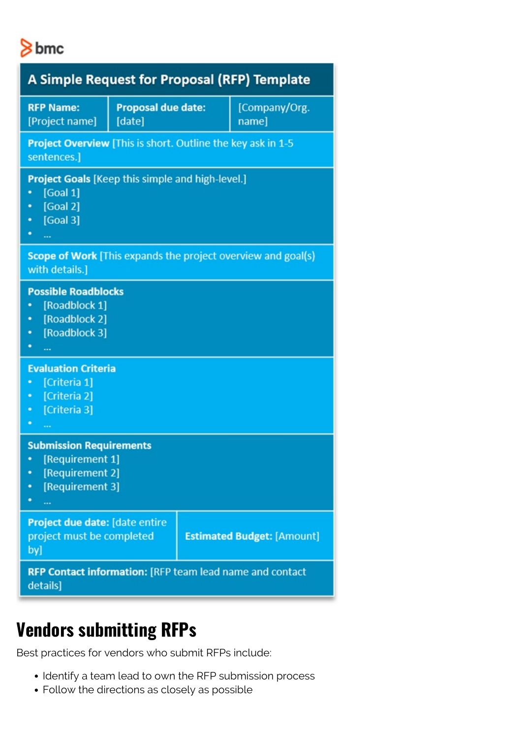bmc

| A Simple Request for Proposal (RFP) Template | | |
|---|---|---|
| **RFP Name:** [Project name] | **Proposal due date:** [date] | [Company/Org. name] |
| **Project Overview** [This is short. Outline the key ask in 1-5 sentences.] | | |
| **Project Goals** [Keep this simple and high-level.]<br>• [Goal 1]<br>• [Goal 2]<br>• [Goal 3]<br>• ... | | |
| **Scope of Work** [This expands the project overview and goal(s) with details.] | | |
| **Possible Roadblocks**<br>• [Roadblock 1]<br>• [Roadblock 2]<br>• [Roadblock 3]<br>• ... | | |
| **Evaluation Criteria**<br>• [Criteria 1]<br>• [Criteria 2]<br>• [Criteria 3]<br>• ... | | |
| **Submission Requirements**<br>• [Requirement 1]<br>• [Requirement 2]<br>• [Requirement 3]<br>• ... | | |
| **Project due date:** [date entire project must be completed by] | **Estimated Budget:** [Amount] | |
| **RFP Contact information:** [RFP team lead name and contact details] | | |

## Vendors submitting RFPs

Best practices for vendors who submit RFPs include:

- Identify a team lead to own the RFP submission process
- Follow the directions as closely as possible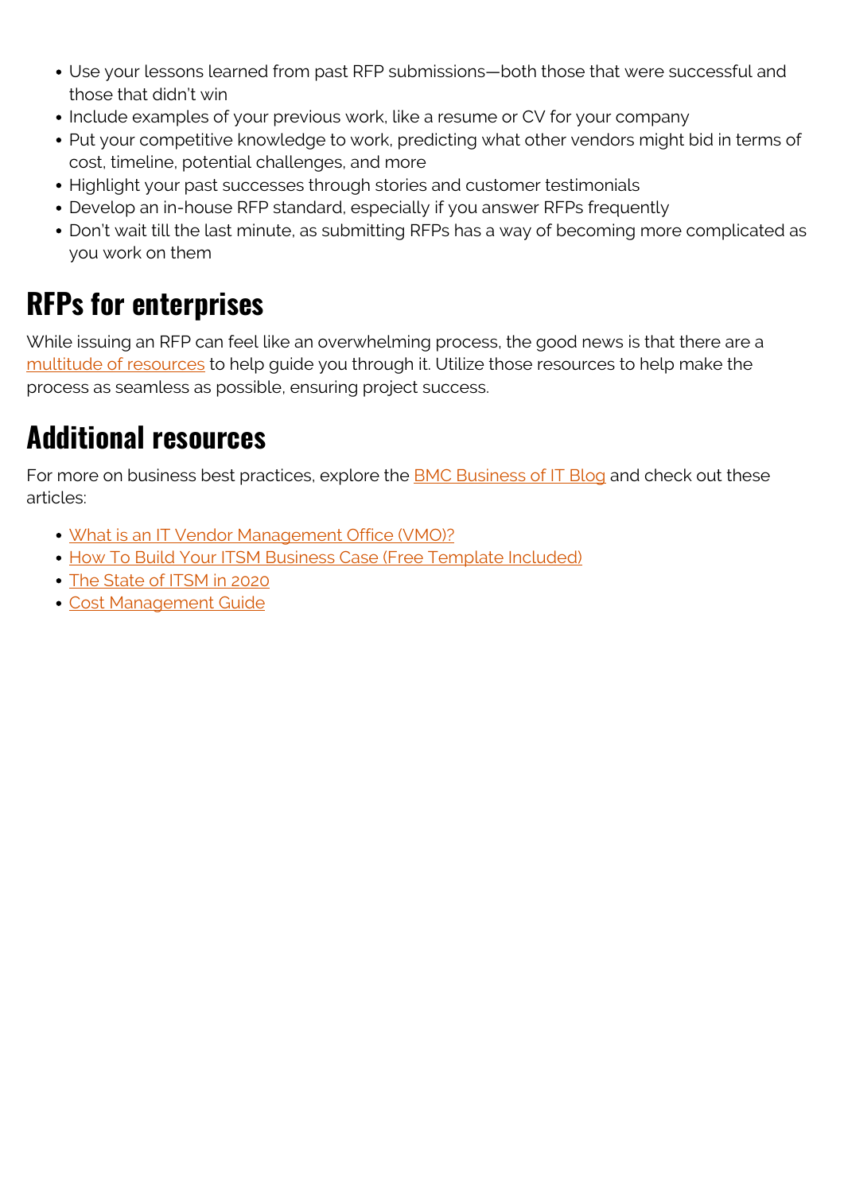- Use your lessons learned from past RFP submissions—both those that were successful and those that didn't win
- Include examples of your previous work, like a resume or CV for your company
- Put your competitive knowledge to work, predicting what other vendors might bid in terms of cost, timeline, potential challenges, and more
- Highlight your past successes through stories and customer testimonials
- Develop an in-house RFP standard, especially if you answer RFPs frequently
- Don't wait till the last minute, as submitting RFPs has a way of becoming more complicated as you work on them

## RFPs for enterprises

While issuing an RFP can feel like an overwhelming process, the good news is that there are a multitude of resources to help guide you through it. Utilize those resources to help make the process as seamless as possible, ensuring project success.

## Additional resources

For more on business best practices, explore the BMC Business of IT Blog and check out these articles:

- What is an IT Vendor Management Office (VMO)?
- How To Build Your ITSM Business Case (Free Template Included)
- The State of ITSM in 2020
- Cost Management Guide